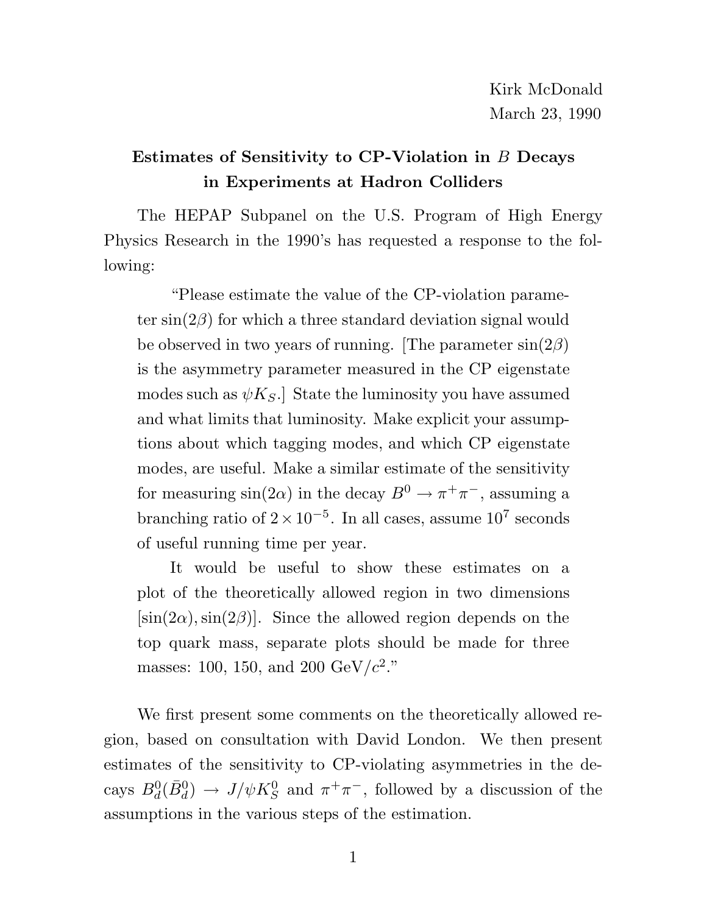Kirk McDonald
March 23, 1990

**Estimates of Sensitivity to CP-Violation in $B$ Decays in Experiments at Hadron Colliders**

The HEPAP Subpanel on the U.S. Program of High Energy Physics Research in the 1990's has requested a response to the following:

> "Please estimate the value of the CP-violation parameter $\sin(2\beta)$ for which a three standard deviation signal would be observed in two years of running. [The parameter $\sin(2\beta)$ is the asymmetry parameter measured in the CP eigenstate modes such as $\psi K_S$.] State the luminosity you have assumed and what limits that luminosity. Make explicit your assumptions about which tagging modes, and which CP eigenstate modes, are useful. Make a similar estimate of the sensitivity for measuring $\sin(2\alpha)$ in the decay $B^0 \to \pi^+\pi^-$, assuming a branching ratio of $2 \times 10^{-5}$. In all cases, assume $10^7$ seconds of useful running time per year.
>
> It would be useful to show these estimates on a plot of the theoretically allowed region in two dimensions $[\sin(2\alpha), \sin(2\beta)]$. Since the allowed region depends on the top quark mass, separate plots should be made for three masses: 100, 150, and 200 GeV/$c^2$."

We first present some comments on the theoretically allowed region, based on consultation with David London. We then present estimates of the sensitivity to CP-violating asymmetries in the decays $B_d^0(\bar{B}_d^0) \to J/\psi K_S^0$ and $\pi^+\pi^-$, followed by a discussion of the assumptions in the various steps of the estimation.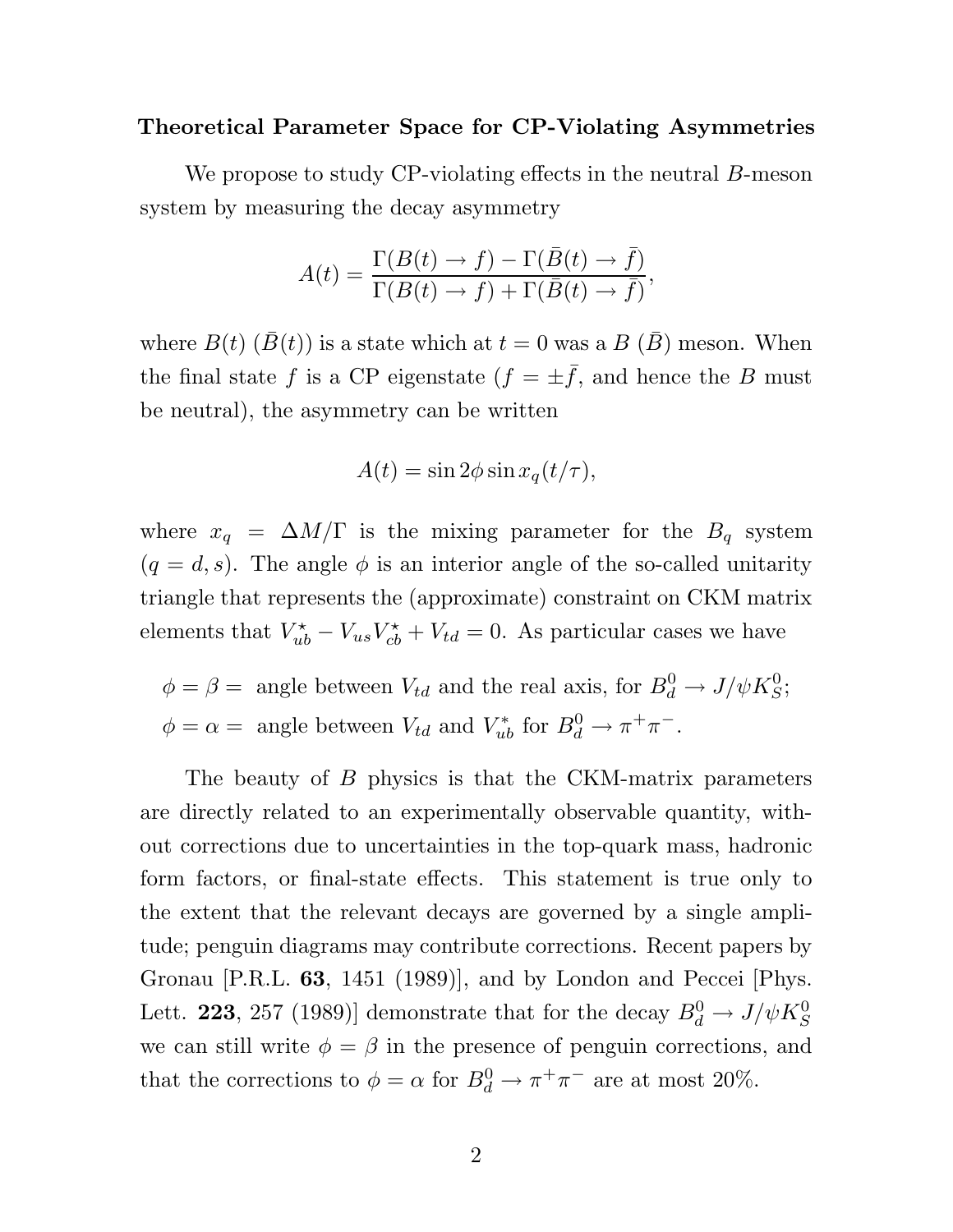**Theoretical Parameter Space for CP-Violating Asymmetries**

We propose to study CP-violating effects in the neutral $B$-meson system by measuring the decay asymmetry

$$A(t) = \frac{\Gamma(B(t) \to f) - \Gamma(\bar{B}(t) \to \bar{f})}{\Gamma(B(t) \to f) + \Gamma(\bar{B}(t) \to \bar{f})},$$

where $B(t)$ ($\bar{B}(t)$) is a state which at $t = 0$ was a $B$ ($\bar{B}$) meson. When the final state $f$ is a CP eigenstate ($f = \pm\bar{f}$, and hence the $B$ must be neutral), the asymmetry can be written

$$A(t) = \sin 2\phi \sin x_q(t/\tau),$$

where $x_q = \Delta M/\Gamma$ is the mixing parameter for the $B_q$ system ($q = d, s$). The angle $\phi$ is an interior angle of the so-called unitarity triangle that represents the (approximate) constraint on CKM matrix elements that $V_{ub}^{\star} - V_{us}V_{cb}^{\star} + V_{td} = 0$. As particular cases we have

$\phi = \beta =$ angle between $V_{td}$ and the real axis, for $B_d^0 \to J/\psi K_S^0$;
$\phi = \alpha =$ angle between $V_{td}$ and $V_{ub}^{*}$ for $B_d^0 \to \pi^+\pi^-$.

The beauty of $B$ physics is that the CKM-matrix parameters are directly related to an experimentally observable quantity, without corrections due to uncertainties in the top-quark mass, hadronic form factors, or final-state effects. This statement is true only to the extent that the relevant decays are governed by a single amplitude; penguin diagrams may contribute corrections. Recent papers by Gronau [P.R.L. **63**, 1451 (1989)], and by London and Peccei [Phys. Lett. **223**, 257 (1989)] demonstrate that for the decay $B_d^0 \to J/\psi K_S^0$ we can still write $\phi = \beta$ in the presence of penguin corrections, and that the corrections to $\phi = \alpha$ for $B_d^0 \to \pi^+\pi^-$ are at most 20%.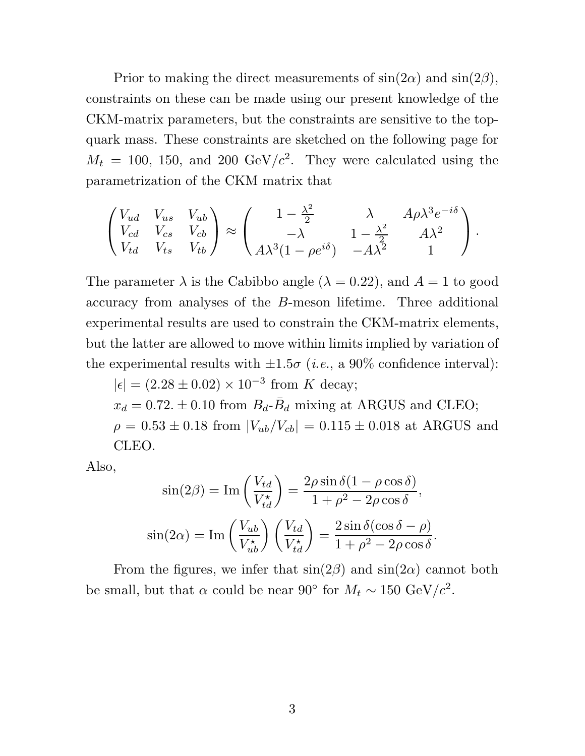Prior to making the direct measurements of $\sin(2\alpha)$ and $\sin(2\beta)$, constraints on these can be made using our present knowledge of the CKM-matrix parameters, but the constraints are sensitive to the top-quark mass. These constraints are sketched on the following page for $M_t = 100$, 150, and 200 GeV/$c^2$. They were calculated using the parametrization of the CKM matrix that

$$
\begin{pmatrix} V_{ud} & V_{us} & V_{ub} \\ V_{cd} & V_{cs} & V_{cb} \\ V_{td} & V_{ts} & V_{tb} \end{pmatrix} \approx \begin{pmatrix} 1 - \frac{\lambda^2}{2} & \lambda & A\rho\lambda^3 e^{-i\delta} \\ -\lambda & 1 - \frac{\lambda^2}{2} & A\lambda^2 \\ A\lambda^3(1 - \rho e^{i\delta}) & -A\lambda^2 & 1 \end{pmatrix}.
$$

The parameter $\lambda$ is the Cabibbo angle ($\lambda = 0.22$), and $A = 1$ to good accuracy from analyses of the $B$-meson lifetime. Three additional experimental results are used to constrain the CKM-matrix elements, but the latter are allowed to move within limits implied by variation of the experimental results with $\pm 1.5\sigma$ (*i.e.*, a 90% confidence interval):

$|\epsilon| = (2.28 \pm 0.02) \times 10^{-3}$ from $K$ decay;

$x_d = 0.72. \pm 0.10$ from $B_d$-$\bar{B}_d$ mixing at ARGUS and CLEO;

$\rho = 0.53 \pm 0.18$ from $|V_{ub}/V_{cb}| = 0.115 \pm 0.018$ at ARGUS and CLEO.

Also,

$$
\sin(2\beta) = \mathrm{Im}\left(\frac{V_{td}}{V_{td}^\star}\right) = \frac{2\rho \sin\delta(1 - \rho\cos\delta)}{1 + \rho^2 - 2\rho\cos\delta},
$$

$$
\sin(2\alpha) = \mathrm{Im}\left(\frac{V_{ub}}{V_{ub}^\star}\right)\left(\frac{V_{td}}{V_{td}^\star}\right) = \frac{2\sin\delta(\cos\delta - \rho)}{1 + \rho^2 - 2\rho\cos\delta}.
$$

From the figures, we infer that $\sin(2\beta)$ and $\sin(2\alpha)$ cannot both be small, but that $\alpha$ could be near 90° for $M_t \sim 150$ GeV/$c^2$.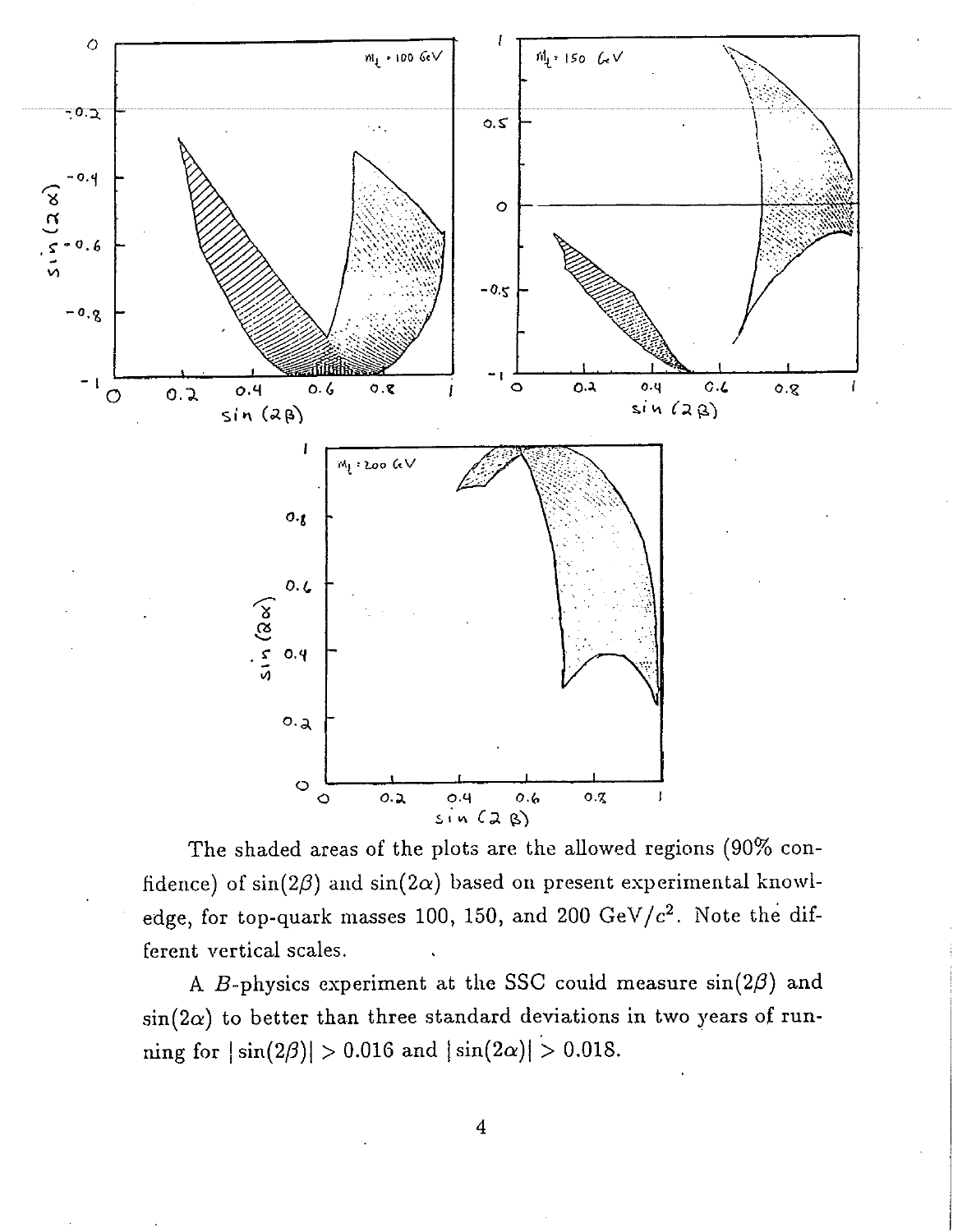The shaded areas of the plots are the allowed regions (90% confidence) of $\sin(2\beta)$ and $\sin(2\alpha)$ based on present experimental knowledge, for top-quark masses 100, 150, and 200 GeV/$c^2$. Note the different vertical scales.

A $B$-physics experiment at the SSC could measure $\sin(2\beta)$ and $\sin(2\alpha)$ to better than three standard deviations in two years of running for $|\sin(2\beta)| > 0.016$ and $|\sin(2\alpha)| > 0.018$.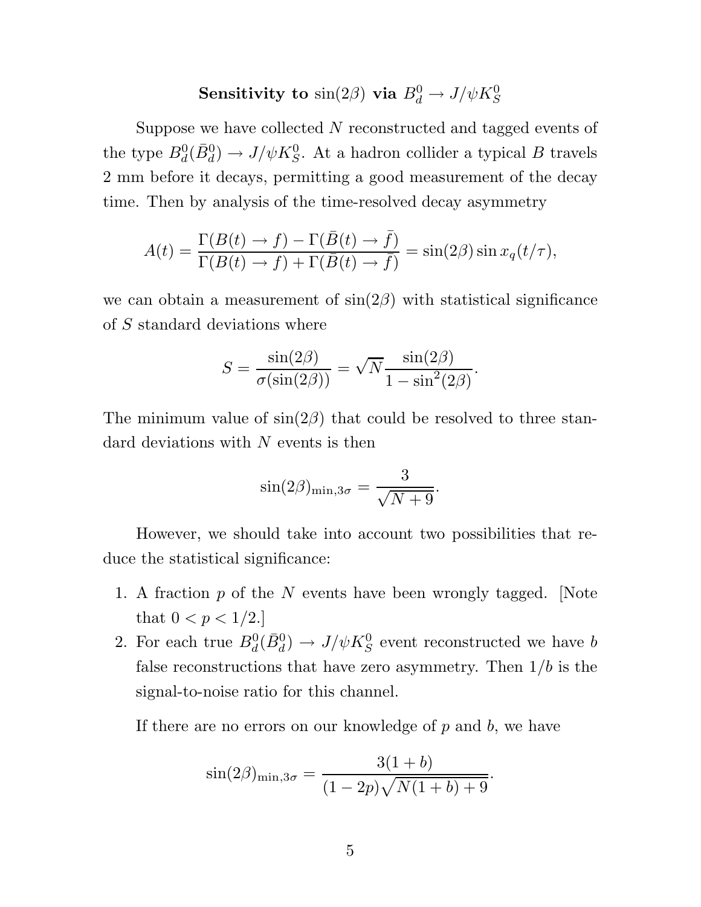## Sensitivity to $\sin(2\beta)$ via $B_d^0 \to J/\psi K_S^0$

Suppose we have collected $N$ reconstructed and tagged events of the type $B_d^0(\bar{B}_d^0) \to J/\psi K_S^0$. At a hadron collider a typical $B$ travels 2 mm before it decays, permitting a good measurement of the decay time. Then by analysis of the time-resolved decay asymmetry

$$A(t) = \frac{\Gamma(B(t) \to f) - \Gamma(\bar{B}(t) \to \bar{f})}{\Gamma(B(t) \to f) + \Gamma(\bar{B}(t) \to \bar{f})} = \sin(2\beta) \sin x_q(t/\tau),$$

we can obtain a measurement of $\sin(2\beta)$ with statistical significance of $S$ standard deviations where

$$S = \frac{\sin(2\beta)}{\sigma(\sin(2\beta))} = \sqrt{N} \frac{\sin(2\beta)}{1 - \sin^2(2\beta)}.$$

The minimum value of $\sin(2\beta)$ that could be resolved to three standard deviations with $N$ events is then

$$\sin(2\beta)_{\mathrm{min},3\sigma} = \frac{3}{\sqrt{N+9}}.$$

However, we should take into account two possibilities that reduce the statistical significance:

1. A fraction $p$ of the $N$ events have been wrongly tagged. [Note that $0 < p < 1/2$.]
2. For each true $B_d^0(\bar{B}_d^0) \to J/\psi K_S^0$ event reconstructed we have $b$ false reconstructions that have zero asymmetry. Then $1/b$ is the signal-to-noise ratio for this channel.

If there are no errors on our knowledge of $p$ and $b$, we have

$$\sin(2\beta)_{\mathrm{min},3\sigma} = \frac{3(1+b)}{(1-2p)\sqrt{N(1+b)+9}}.$$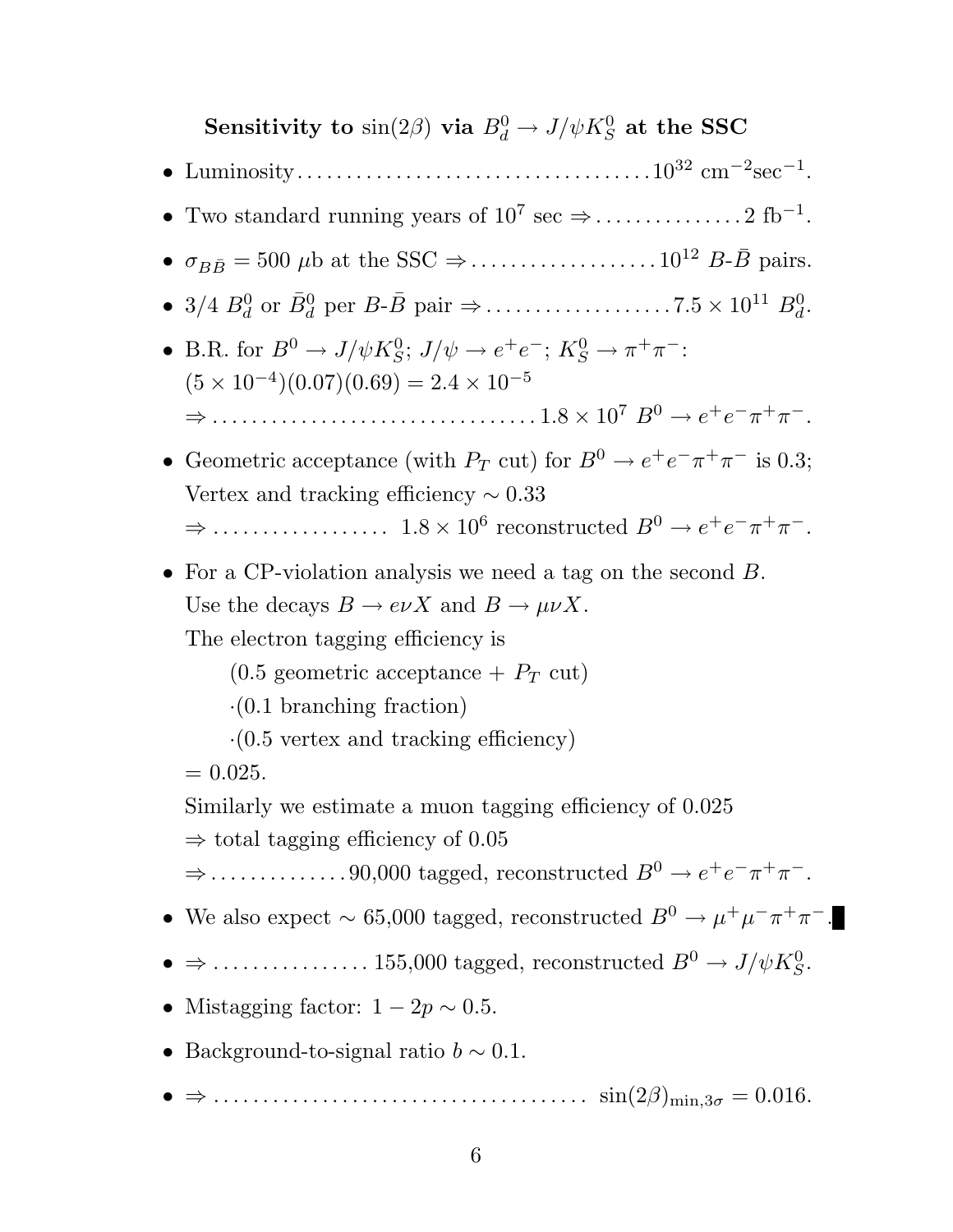**Sensitivity to $\sin(2\beta)$ via $B_d^0 \to J/\psi K_S^0$ at the SSC**

- Luminosity.................................... $10^{32}$ cm$^{-2}$sec$^{-1}$.
- Two standard running years of $10^7$ sec $\Rightarrow$............... 2 fb$^{-1}$.
- $\sigma_{B\bar{B}} = 500$ $\mu$b at the SSC $\Rightarrow$................... $10^{12}$ $B$-$\bar{B}$ pairs.
- 3/4 $B_d^0$ or $\bar{B}_d^0$ per $B$-$\bar{B}$ pair $\Rightarrow$................... $7.5 \times 10^{11}$ $B_d^0$.
- B.R. for $B^0 \to J/\psi K_S^0$; $J/\psi \to e^+e^-$; $K_S^0 \to \pi^+\pi^-$:
  $(5 \times 10^{-4})(0.07)(0.69) = 2.4 \times 10^{-5}$
  $\Rightarrow$................................ $1.8 \times 10^7$ $B^0 \to e^+e^-\pi^+\pi^-$.
- Geometric acceptance (with $P_T$ cut) for $B^0 \to e^+e^-\pi^+\pi^-$ is 0.3;
  Vertex and tracking efficiency $\sim 0.33$
  $\Rightarrow$.................. $1.8 \times 10^6$ reconstructed $B^0 \to e^+e^-\pi^+\pi^-$.
- For a CP-violation analysis we need a tag on the second $B$.
  Use the decays $B \to e\nu X$ and $B \to \mu\nu X$.
  The electron tagging efficiency is
  
  (0.5 geometric acceptance + $P_T$ cut)
  
  $\cdot$(0.1 branching fraction)
  
  $\cdot$(0.5 vertex and tracking efficiency)
  
  $= 0.025$.
  
  Similarly we estimate a muon tagging efficiency of 0.025
  
  $\Rightarrow$ total tagging efficiency of 0.05
  
  $\Rightarrow$.............. 90,000 tagged, reconstructed $B^0 \to e^+e^-\pi^+\pi^-$.
- We also expect $\sim$ 65,000 tagged, reconstructed $B^0 \to \mu^+\mu^-\pi^+\pi^-$.
- $\Rightarrow$................ 155,000 tagged, reconstructed $B^0 \to J/\psi K_S^0$.
- Mistagging factor: $1 - 2p \sim 0.5$.
- Background-to-signal ratio $b \sim 0.1$.
- $\Rightarrow$..................................... $\sin(2\beta)_{\min,3\sigma} = 0.016$.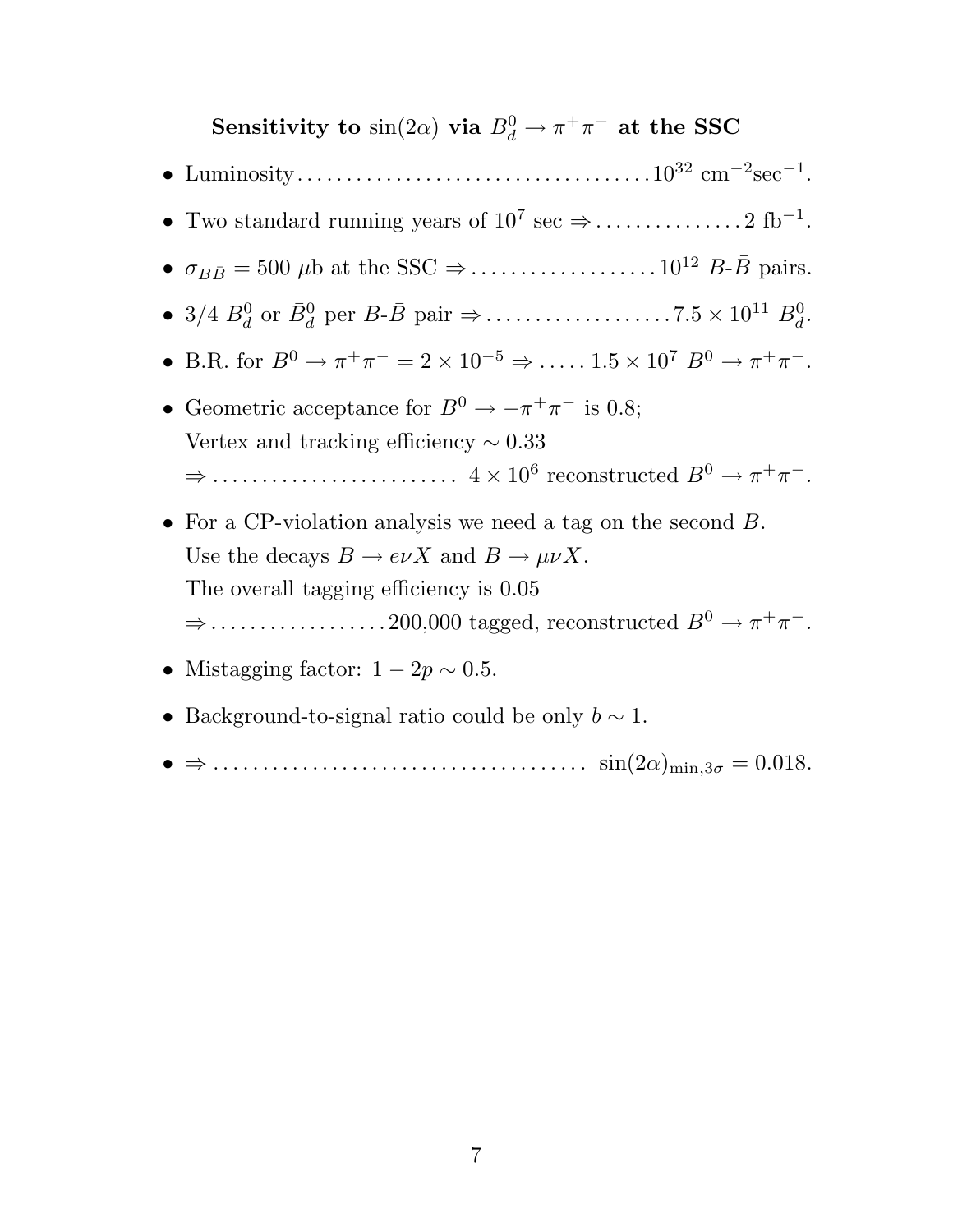**Sensitivity to $\sin(2\alpha)$ via $B_d^0 \to \pi^+\pi^-$ at the SSC**

- Luminosity .................................... $10^{32}$ cm$^{-2}$sec$^{-1}$.
- Two standard running years of $10^7$ sec $\Rightarrow$ ............... 2 fb$^{-1}$.
- $\sigma_{B\bar{B}} = 500$ $\mu$b at the SSC $\Rightarrow$ ................... $10^{12}$ $B$-$\bar{B}$ pairs.
- 3/4 $B_d^0$ or $\bar{B}_d^0$ per $B$-$\bar{B}$ pair $\Rightarrow$ ................... $7.5 \times 10^{11}$ $B_d^0$.
- B.R. for $B^0 \to \pi^+\pi^- = 2 \times 10^{-5} \Rightarrow$ ..... $1.5 \times 10^7$ $B^0 \to \pi^+\pi^-$.
- Geometric acceptance for $B^0 \to -\pi^+\pi^-$ is 0.8;
  Vertex and tracking efficiency $\sim 0.33$
  $\Rightarrow$ ......................... $4 \times 10^6$ reconstructed $B^0 \to \pi^+\pi^-$.
- For a CP-violation analysis we need a tag on the second $B$.
  Use the decays $B \to e\nu X$ and $B \to \mu\nu X$.
  The overall tagging efficiency is 0.05
  $\Rightarrow$ .................. 200,000 tagged, reconstructed $B^0 \to \pi^+\pi^-$.
- Mistagging factor: $1 - 2p \sim 0.5$.
- Background-to-signal ratio could be only $b \sim 1$.
- $\Rightarrow$ ..................................... $\sin(2\alpha)_{\mathrm{min},3\sigma} = 0.018$.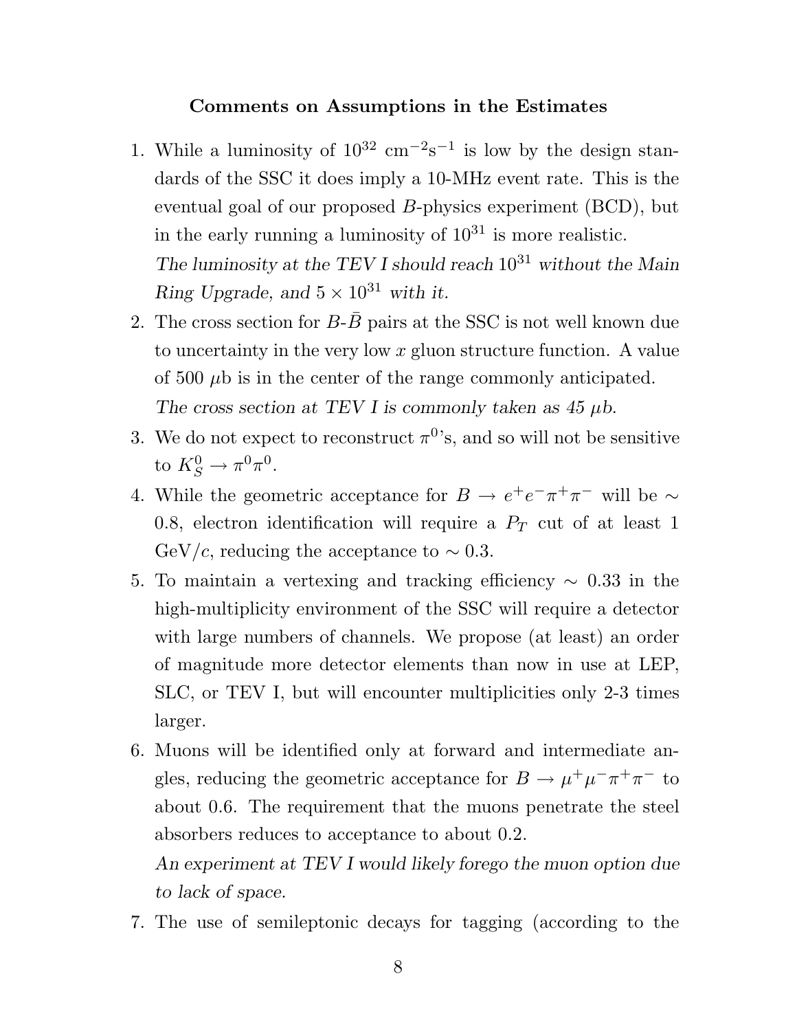**Comments on Assumptions in the Estimates**

1. While a luminosity of $10^{32}$ cm$^{-2}$s$^{-1}$ is low by the design standards of the SSC it does imply a 10-MHz event rate. This is the eventual goal of our proposed $B$-physics experiment (BCD), but in the early running a luminosity of $10^{31}$ is more realistic.
   *The luminosity at the TEV I should reach $10^{31}$ without the Main Ring Upgrade, and $5 \times 10^{31}$ with it.*
2. The cross section for $B$-$\bar{B}$ pairs at the SSC is not well known due to uncertainty in the very low $x$ gluon structure function. A value of 500 $\mu$b is in the center of the range commonly anticipated.
   *The cross section at TEV I is commonly taken as 45 $\mu$b.*
3. We do not expect to reconstruct $\pi^0$'s, and so will not be sensitive to $K_S^0 \to \pi^0\pi^0$.
4. While the geometric acceptance for $B \to e^+e^-\pi^+\pi^-$ will be $\sim$ 0.8, electron identification will require a $P_T$ cut of at least 1 GeV/$c$, reducing the acceptance to $\sim 0.3$.
5. To maintain a vertexing and tracking efficiency $\sim 0.33$ in the high-multiplicity environment of the SSC will require a detector with large numbers of channels. We propose (at least) an order of magnitude more detector elements than now in use at LEP, SLC, or TEV I, but will encounter multiplicities only 2-3 times larger.
6. Muons will be identified only at forward and intermediate angles, reducing the geometric acceptance for $B \to \mu^+\mu^-\pi^+\pi^-$ to about 0.6. The requirement that the muons penetrate the steel absorbers reduces to acceptance to about 0.2.
   *An experiment at TEV I would likely forego the muon option due to lack of space.*
7. The use of semileptonic decays for tagging (according to the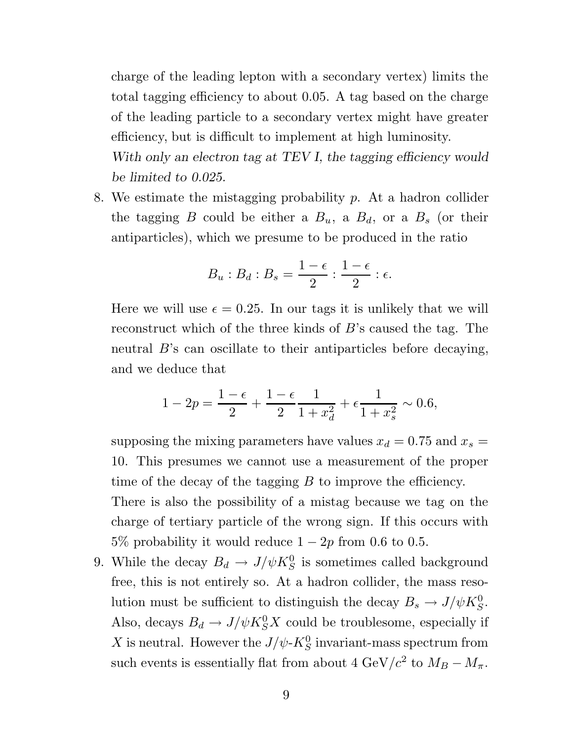charge of the leading lepton with a secondary vertex) limits the total tagging efficiency to about 0.05. A tag based on the charge of the leading particle to a secondary vertex might have greater efficiency, but is difficult to implement at high luminosity.
*With only an electron tag at TEV I, the tagging efficiency would be limited to 0.025.*

8. We estimate the mistagging probability $p$. At a hadron collider the tagging $B$ could be either a $B_u$, a $B_d$, or a $B_s$ (or their antiparticles), which we presume to be produced in the ratio

$$B_u : B_d : B_s = \frac{1-\epsilon}{2} : \frac{1-\epsilon}{2} : \epsilon.$$

Here we will use $\epsilon = 0.25$. In our tags it is unlikely that we will reconstruct which of the three kinds of $B$'s caused the tag. The neutral $B$'s can oscillate to their antiparticles before decaying, and we deduce that

$$1 - 2p = \frac{1-\epsilon}{2} + \frac{1-\epsilon}{2}\frac{1}{1+x_d^2} + \epsilon\frac{1}{1+x_s^2} \sim 0.6,$$

supposing the mixing parameters have values $x_d = 0.75$ and $x_s = 10$. This presumes we cannot use a measurement of the proper time of the decay of the tagging $B$ to improve the efficiency.
There is also the possibility of a mistag because we tag on the charge of tertiary particle of the wrong sign. If this occurs with 5% probability it would reduce $1 - 2p$ from 0.6 to 0.5.

9. While the decay $B_d \to J/\psi K_S^0$ is sometimes called background free, this is not entirely so. At a hadron collider, the mass resolution must be sufficient to distinguish the decay $B_s \to J/\psi K_S^0$. Also, decays $B_d \to J/\psi K_S^0 X$ could be troublesome, especially if $X$ is neutral. However the $J/\psi$-$K_S^0$ invariant-mass spectrum from such events is essentially flat from about 4 GeV/$c^2$ to $M_B - M_\pi$.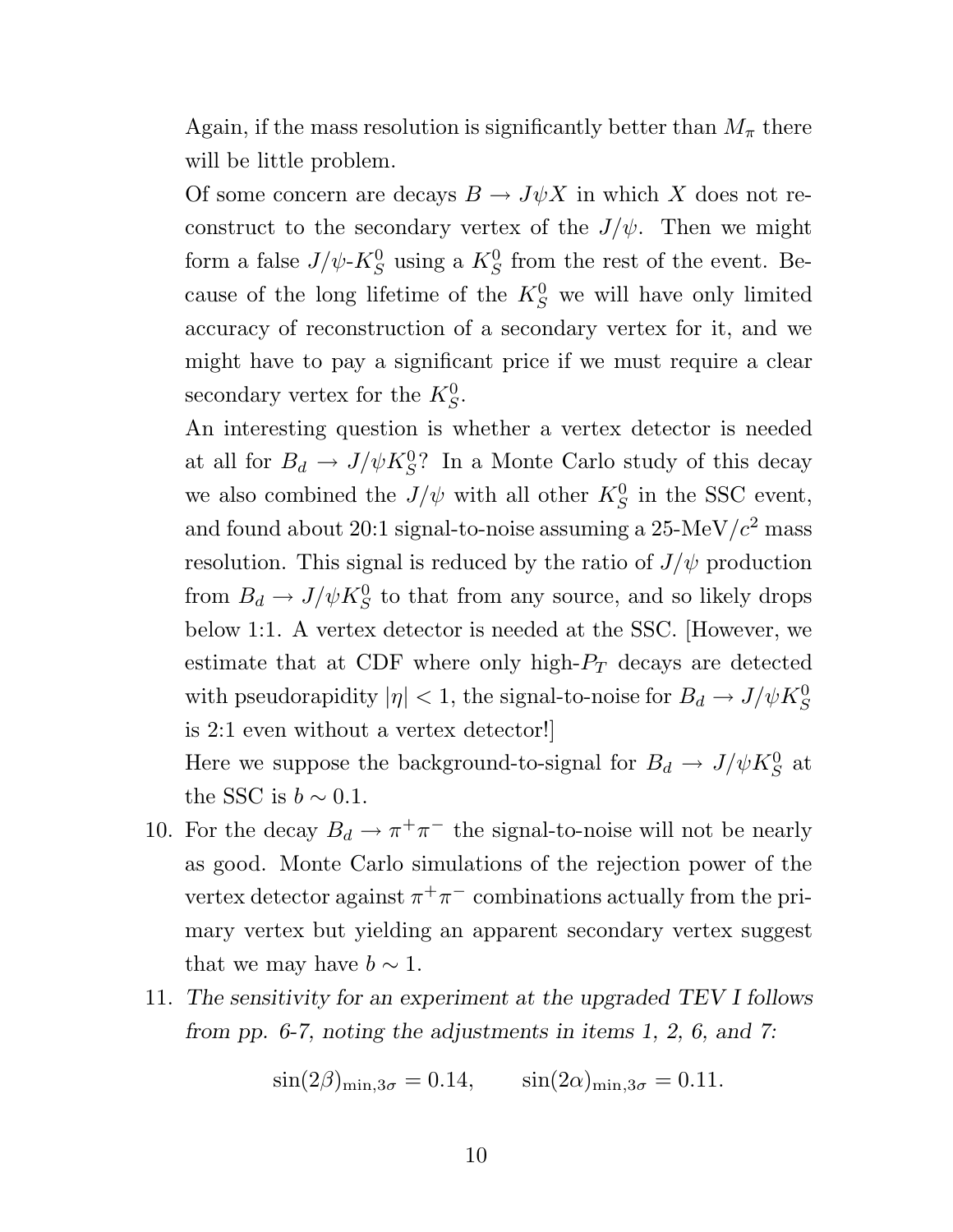Again, if the mass resolution is significantly better than $M_\pi$ there will be little problem.

Of some concern are decays $B \rightarrow J\psi X$ in which $X$ does not reconstruct to the secondary vertex of the $J/\psi$. Then we might form a false $J/\psi$-$K_S^0$ using a $K_S^0$ from the rest of the event. Because of the long lifetime of the $K_S^0$ we will have only limited accuracy of reconstruction of a secondary vertex for it, and we might have to pay a significant price if we must require a clear secondary vertex for the $K_S^0$.

An interesting question is whether a vertex detector is needed at all for $B_d \rightarrow J/\psi K_S^0$? In a Monte Carlo study of this decay we also combined the $J/\psi$ with all other $K_S^0$ in the SSC event, and found about 20:1 signal-to-noise assuming a 25-MeV/$c^2$ mass resolution. This signal is reduced by the ratio of $J/\psi$ production from $B_d \rightarrow J/\psi K_S^0$ to that from any source, and so likely drops below 1:1. A vertex detector is needed at the SSC. [However, we estimate that at CDF where only high-$P_T$ decays are detected with pseudorapidity $|\eta| < 1$, the signal-to-noise for $B_d \rightarrow J/\psi K_S^0$ is 2:1 even without a vertex detector!]

Here we suppose the background-to-signal for $B_d \rightarrow J/\psi K_S^0$ at the SSC is $b \sim 0.1$.

10. For the decay $B_d \rightarrow \pi^+\pi^-$ the signal-to-noise will not be nearly as good. Monte Carlo simulations of the rejection power of the vertex detector against $\pi^+\pi^-$ combinations actually from the primary vertex but yielding an apparent secondary vertex suggest that we may have $b \sim 1$.

11. *The sensitivity for an experiment at the upgraded TEV I follows from pp. 6-7, noting the adjustments in items 1, 2, 6, and 7:*

$$\sin(2\beta)_{\min,3\sigma} = 0.14, \qquad \sin(2\alpha)_{\min,3\sigma} = 0.11.$$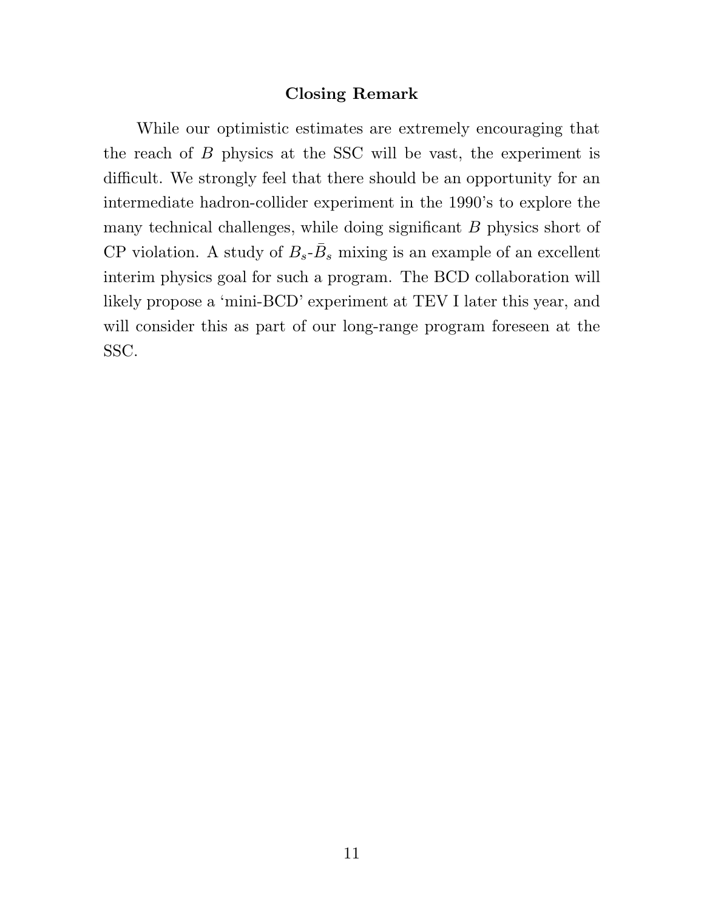## Closing Remark

While our optimistic estimates are extremely encouraging that the reach of $B$ physics at the SSC will be vast, the experiment is difficult. We strongly feel that there should be an opportunity for an intermediate hadron-collider experiment in the 1990's to explore the many technical challenges, while doing significant $B$ physics short of CP violation. A study of $B_s$-$\bar{B}_s$ mixing is an example of an excellent interim physics goal for such a program. The BCD collaboration will likely propose a 'mini-BCD' experiment at TEV I later this year, and will consider this as part of our long-range program foreseen at the SSC.